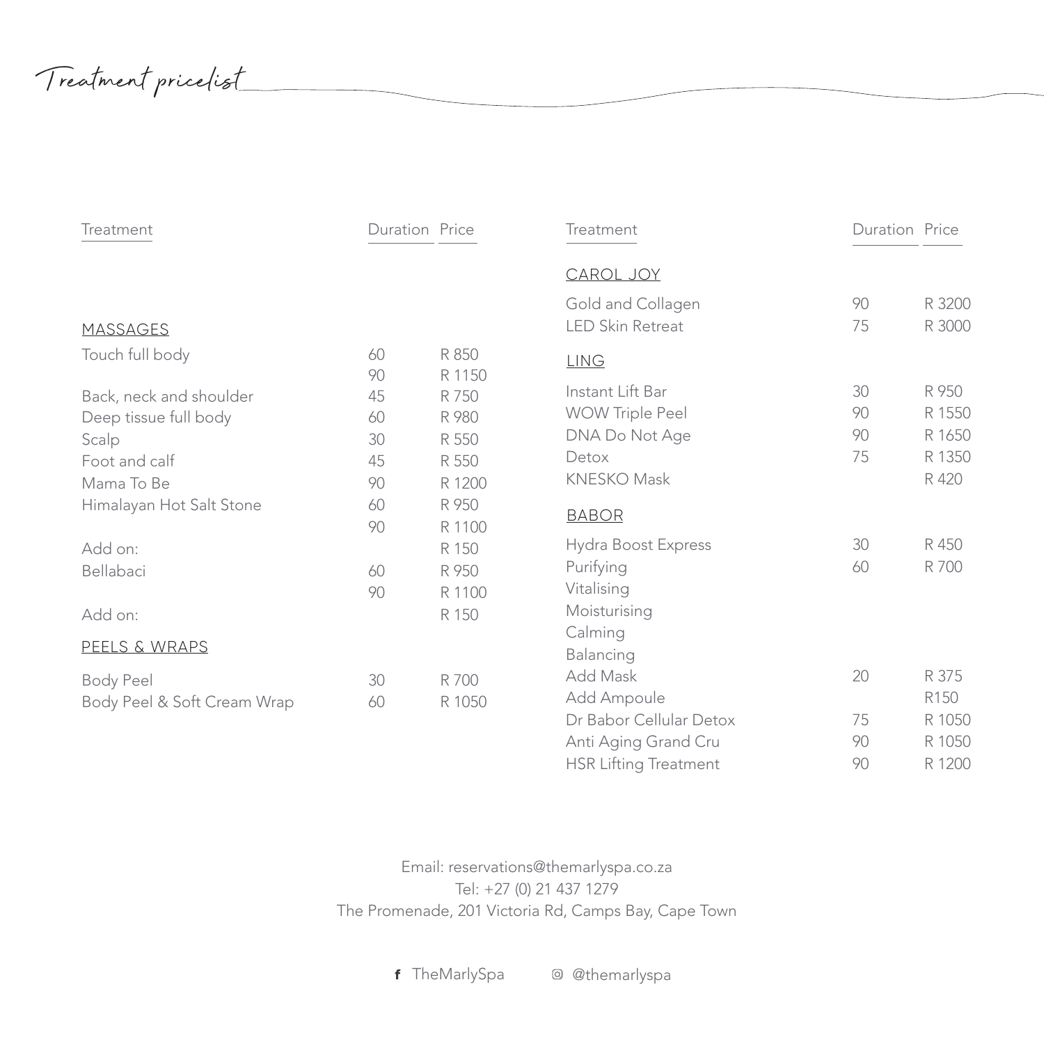# Treatment pricelist

| Treatment | Duration | Price |
| --- | --- | --- |
| **MASSAGES** | | |
| Touch full body | 60 | R 850 |
| | 90 | R 1150 |
| Back, neck and shoulder | 45 | R 750 |
| Deep tissue full body | 60 | R 980 |
| Scalp | 30 | R 550 |
| Foot and calf | 45 | R 550 |
| Mama To Be | 90 | R 1200 |
| Himalayan Hot Salt Stone | 60 | R 950 |
| | 90 | R 1100 |
| Add on: | | R 150 |
| Bellabaci | 60 | R 950 |
| | 90 | R 1100 |
| Add on: | | R 150 |
| **PEELS & WRAPS** | | |
| Body Peel | 30 | R 700 |
| Body Peel & Soft Cream Wrap | 60 | R 1050 |

| Treatment | Duration | Price |
| --- | --- | --- |
| **CAROL JOY** | | |
| Gold and Collagen | 90 | R 3200 |
| LED Skin Retreat | 75 | R 3000 |
| **LING** | | |
| Instant Lift Bar | 30 | R 950 |
| WOW Triple Peel | 90 | R 1550 |
| DNA Do Not Age | 90 | R 1650 |
| Detox | 75 | R 1350 |
| KNESKO Mask | | R 420 |
| **BABOR** | | |
| Hydra Boost Express | 30 | R 450 |
| Purifying | 60 | R 700 |
| Vitalising | | |
| Moisturising | | |
| Calming | | |
| Balancing | | |
| Add Mask | 20 | R 375 |
| Add Ampoule | | R150 |
| Dr Babor Cellular Detox | 75 | R 1050 |
| Anti Aging Grand Cru | 90 | R 1050 |
| HSR Lifting Treatment | 90 | R 1200 |

Email: reservations@themarlyspa.co.za
Tel: +27 (0) 21 437 1279
The Promenade, 201 Victoria Rd, Camps Bay, Cape Town

f TheMarlySpa    @themarlyspa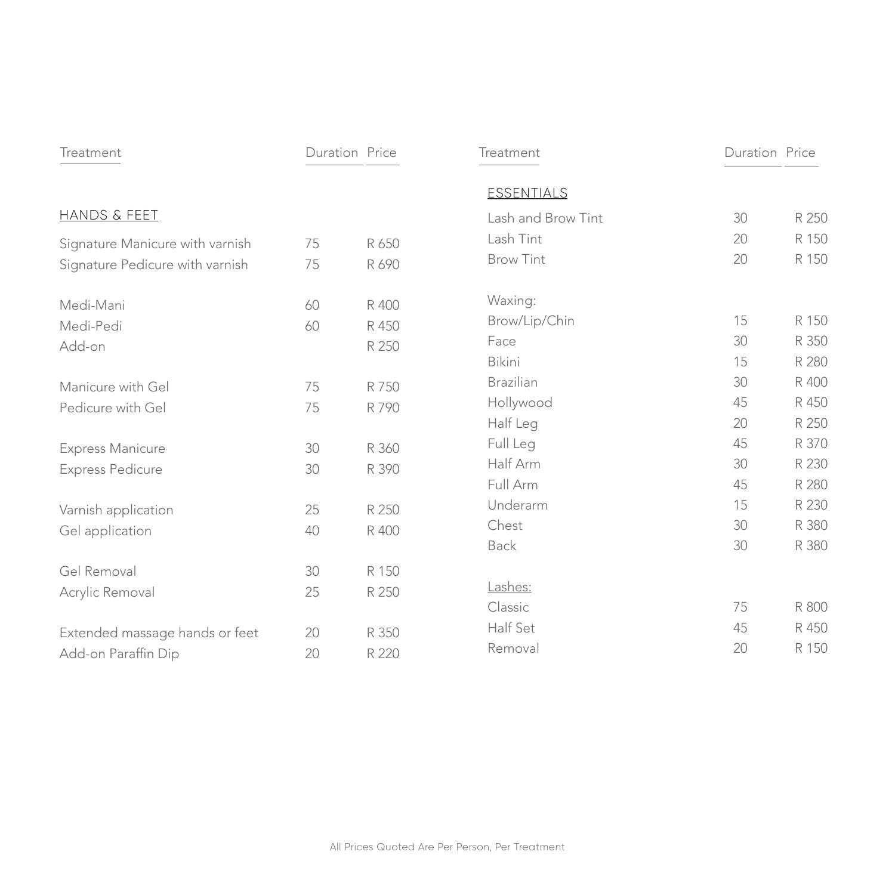| Treatment | Duration | Price |
|---|---|---|
| **HANDS & FEET** | | |
| Signature Manicure with varnish | 75 | R 650 |
| Signature Pedicure with varnish | 75 | R 690 |
| Medi-Mani | 60 | R 400 |
| Medi-Pedi | 60 | R 450 |
| Add-on | | R 250 |
| Manicure with Gel | 75 | R 750 |
| Pedicure with Gel | 75 | R 790 |
| Express Manicure | 30 | R 360 |
| Express Pedicure | 30 | R 390 |
| Varnish application | 25 | R 250 |
| Gel application | 40 | R 400 |
| Gel Removal | 30 | R 150 |
| Acrylic Removal | 25 | R 250 |
| Extended massage hands or feet | 20 | R 350 |
| Add-on Paraffin Dip | 20 | R 220 |

| Treatment | Duration | Price |
|---|---|---|
| **ESSENTIALS** | | |
| Lash and Brow Tint | 30 | R 250 |
| Lash Tint | 20 | R 150 |
| Brow Tint | 20 | R 150 |
| Waxing: | | |
| Brow/Lip/Chin | 15 | R 150 |
| Face | 30 | R 350 |
| Bikini | 15 | R 280 |
| Brazilian | 30 | R 400 |
| Hollywood | 45 | R 450 |
| Half Leg | 20 | R 250 |
| Full Leg | 45 | R 370 |
| Half Arm | 30 | R 230 |
| Full Arm | 45 | R 280 |
| Underarm | 15 | R 230 |
| Chest | 30 | R 380 |
| Back | 30 | R 380 |
| Lashes: | | |
| Classic | 75 | R 800 |
| Half Set | 45 | R 450 |
| Removal | 20 | R 150 |

All Prices Quoted Are Per Person, Per Treatment